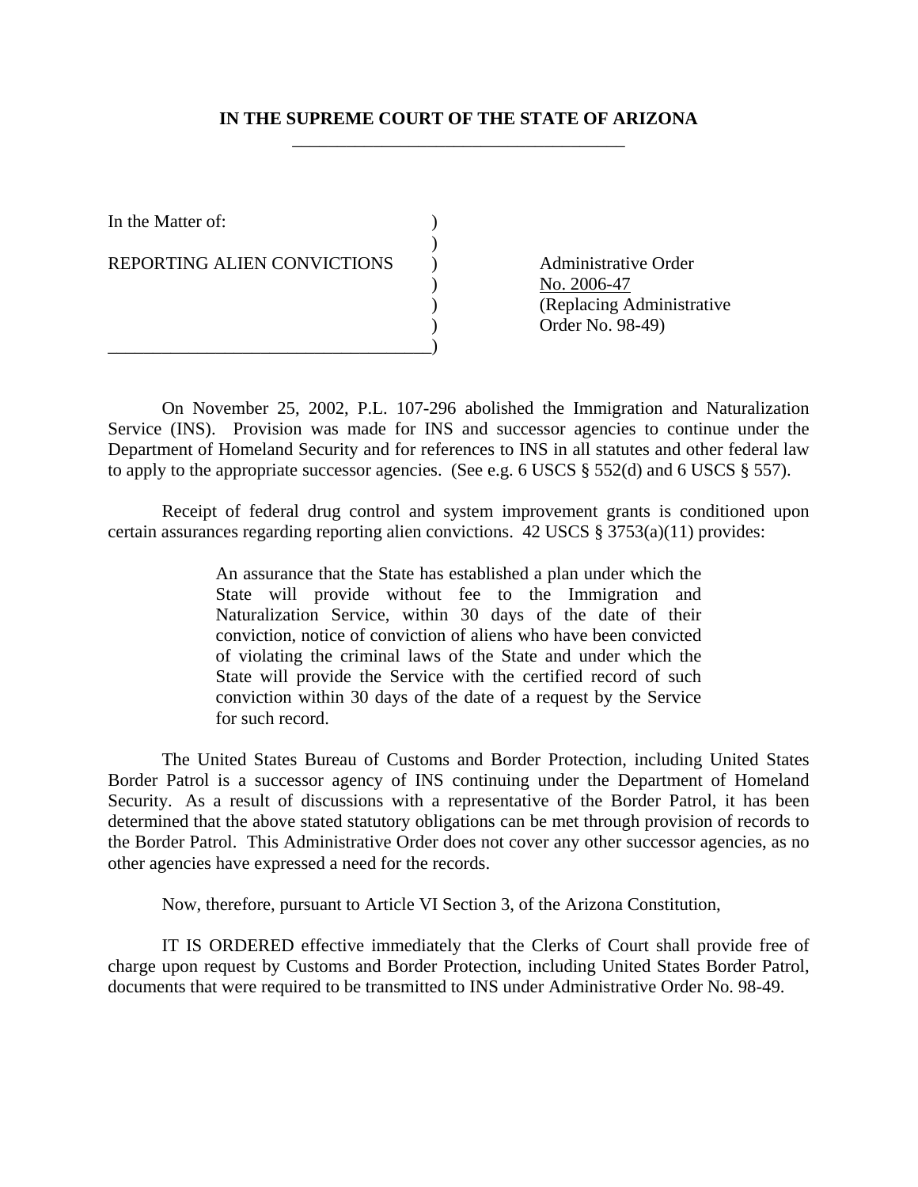**IN THE SUPREME COURT OF THE STATE OF ARIZONA**

In the Matter of:

REPORTING ALIEN CONVICTIONS

Administrative Order
No. 2006-47
(Replacing Administrative Order No. 98-49)

On November 25, 2002, P.L. 107-296 abolished the Immigration and Naturalization Service (INS). Provision was made for INS and successor agencies to continue under the Department of Homeland Security and for references to INS in all statutes and other federal law to apply to the appropriate successor agencies. (See e.g. 6 USCS § 552(d) and 6 USCS § 557).

Receipt of federal drug control and system improvement grants is conditioned upon certain assurances regarding reporting alien convictions. 42 USCS § 3753(a)(11) provides:

> An assurance that the State has established a plan under which the State will provide without fee to the Immigration and Naturalization Service, within 30 days of the date of their conviction, notice of conviction of aliens who have been convicted of violating the criminal laws of the State and under which the State will provide the Service with the certified record of such conviction within 30 days of the date of a request by the Service for such record.

The United States Bureau of Customs and Border Protection, including United States Border Patrol is a successor agency of INS continuing under the Department of Homeland Security. As a result of discussions with a representative of the Border Patrol, it has been determined that the above stated statutory obligations can be met through provision of records to the Border Patrol. This Administrative Order does not cover any other successor agencies, as no other agencies have expressed a need for the records.

Now, therefore, pursuant to Article VI Section 3, of the Arizona Constitution,

IT IS ORDERED effective immediately that the Clerks of Court shall provide free of charge upon request by Customs and Border Protection, including United States Border Patrol, documents that were required to be transmitted to INS under Administrative Order No. 98-49.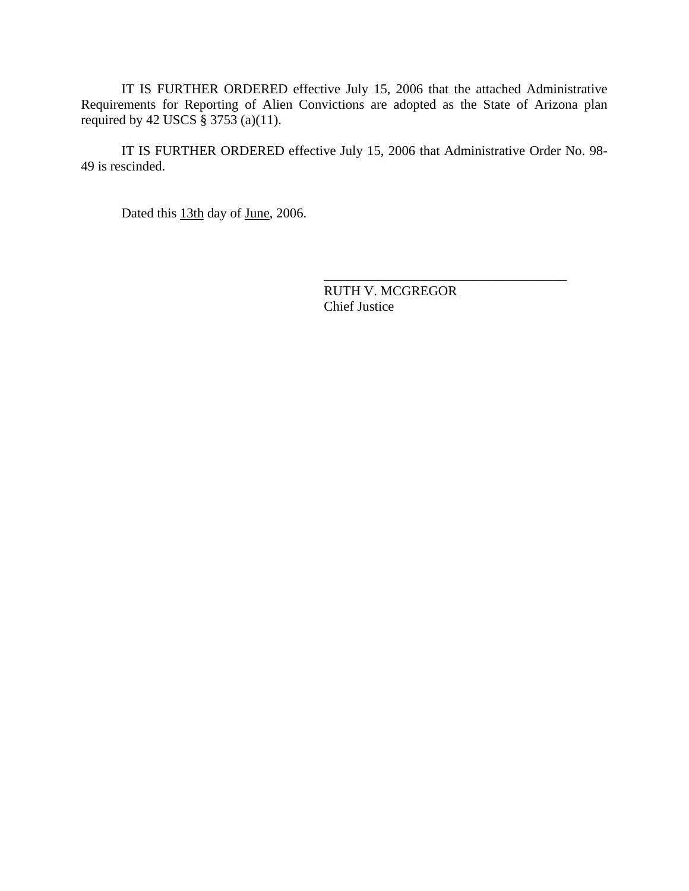IT IS FURTHER ORDERED effective July 15, 2006 that the attached Administrative Requirements for Reporting of Alien Convictions are adopted as the State of Arizona plan required by 42 USCS § 3753 (a)(11).

IT IS FURTHER ORDERED effective July 15, 2006 that Administrative Order No. 98-49 is rescinded.

Dated this 13th day of June, 2006.

\_\_\_\_\_\_\_\_\_\_\_\_\_\_\_\_\_\_\_\_\_\_\_\_\_\_\_\_\_\_\_\_\_\_\_\_\_\_
RUTH V. MCGREGOR
Chief Justice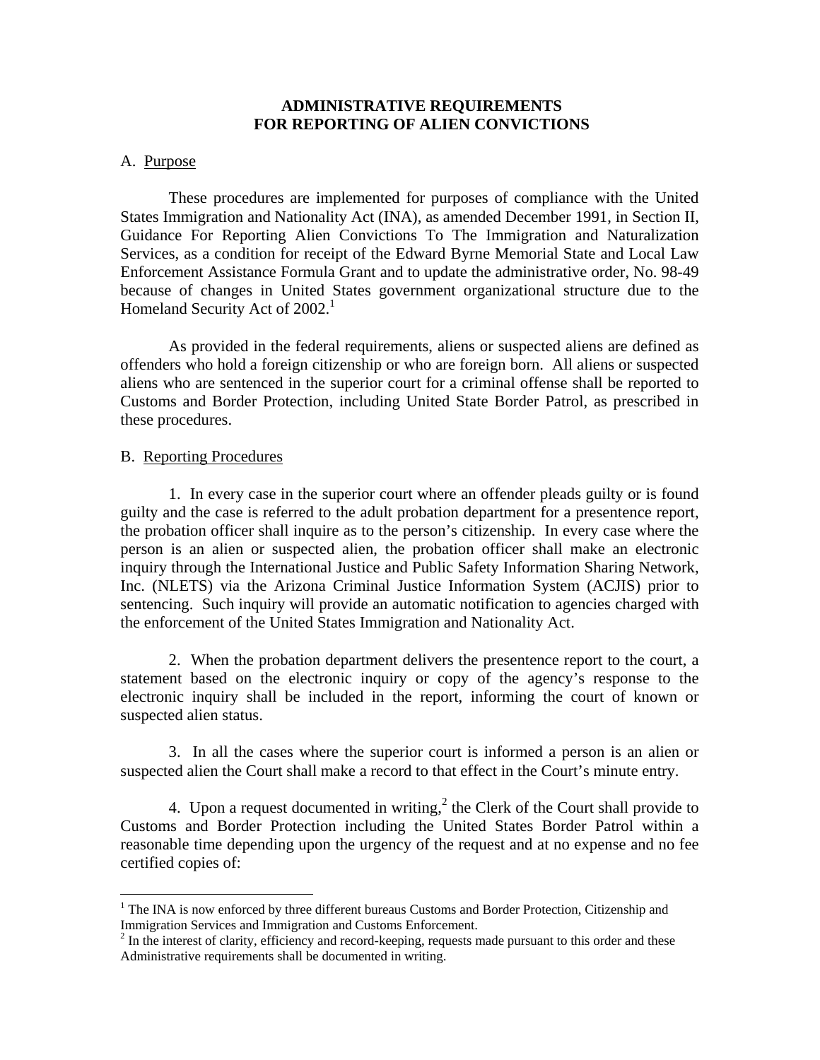## ADMINISTRATIVE REQUIREMENTS FOR REPORTING OF ALIEN CONVICTIONS

A. Purpose

These procedures are implemented for purposes of compliance with the United States Immigration and Nationality Act (INA), as amended December 1991, in Section II, Guidance For Reporting Alien Convictions To The Immigration and Naturalization Services, as a condition for receipt of the Edward Byrne Memorial State and Local Law Enforcement Assistance Formula Grant and to update the administrative order, No. 98-49 because of changes in United States government organizational structure due to the Homeland Security Act of 2002.[1]

As provided in the federal requirements, aliens or suspected aliens are defined as offenders who hold a foreign citizenship or who are foreign born. All aliens or suspected aliens who are sentenced in the superior court for a criminal offense shall be reported to Customs and Border Protection, including United State Border Patrol, as prescribed in these procedures.

B. Reporting Procedures

1. In every case in the superior court where an offender pleads guilty or is found guilty and the case is referred to the adult probation department for a presentence report, the probation officer shall inquire as to the person's citizenship. In every case where the person is an alien or suspected alien, the probation officer shall make an electronic inquiry through the International Justice and Public Safety Information Sharing Network, Inc. (NLETS) via the Arizona Criminal Justice Information System (ACJIS) prior to sentencing. Such inquiry will provide an automatic notification to agencies charged with the enforcement of the United States Immigration and Nationality Act.

2. When the probation department delivers the presentence report to the court, a statement based on the electronic inquiry or copy of the agency's response to the electronic inquiry shall be included in the report, informing the court of known or suspected alien status.

3. In all the cases where the superior court is informed a person is an alien or suspected alien the Court shall make a record to that effect in the Court's minute entry.

4. Upon a request documented in writing,[2] the Clerk of the Court shall provide to Customs and Border Protection including the United States Border Patrol within a reasonable time depending upon the urgency of the request and at no expense and no fee certified copies of:

---

[1] The INA is now enforced by three different bureaus Customs and Border Protection, Citizenship and Immigration Services and Immigration and Customs Enforcement.

[2] In the interest of clarity, efficiency and record-keeping, requests made pursuant to this order and these Administrative requirements shall be documented in writing.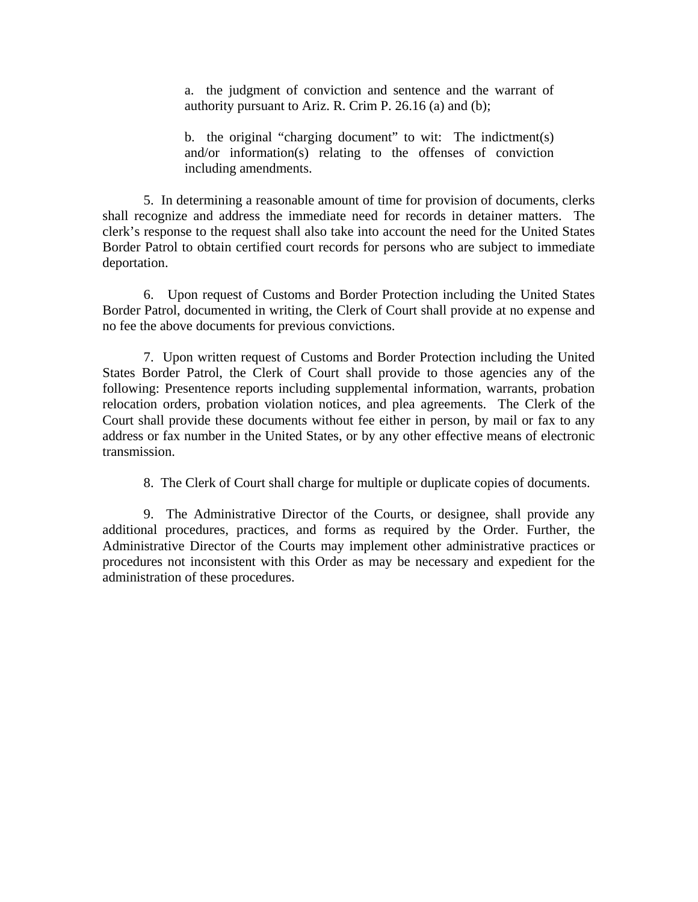a. the judgment of conviction and sentence and the warrant of authority pursuant to Ariz. R. Crim P. 26.16 (a) and (b);

b. the original "charging document" to wit: The indictment(s) and/or information(s) relating to the offenses of conviction including amendments.

5. In determining a reasonable amount of time for provision of documents, clerks shall recognize and address the immediate need for records in detainer matters. The clerk's response to the request shall also take into account the need for the United States Border Patrol to obtain certified court records for persons who are subject to immediate deportation.

6. Upon request of Customs and Border Protection including the United States Border Patrol, documented in writing, the Clerk of Court shall provide at no expense and no fee the above documents for previous convictions.

7. Upon written request of Customs and Border Protection including the United States Border Patrol, the Clerk of Court shall provide to those agencies any of the following: Presentence reports including supplemental information, warrants, probation relocation orders, probation violation notices, and plea agreements. The Clerk of the Court shall provide these documents without fee either in person, by mail or fax to any address or fax number in the United States, or by any other effective means of electronic transmission.

8. The Clerk of Court shall charge for multiple or duplicate copies of documents.

9. The Administrative Director of the Courts, or designee, shall provide any additional procedures, practices, and forms as required by the Order. Further, the Administrative Director of the Courts may implement other administrative practices or procedures not inconsistent with this Order as may be necessary and expedient for the administration of these procedures.